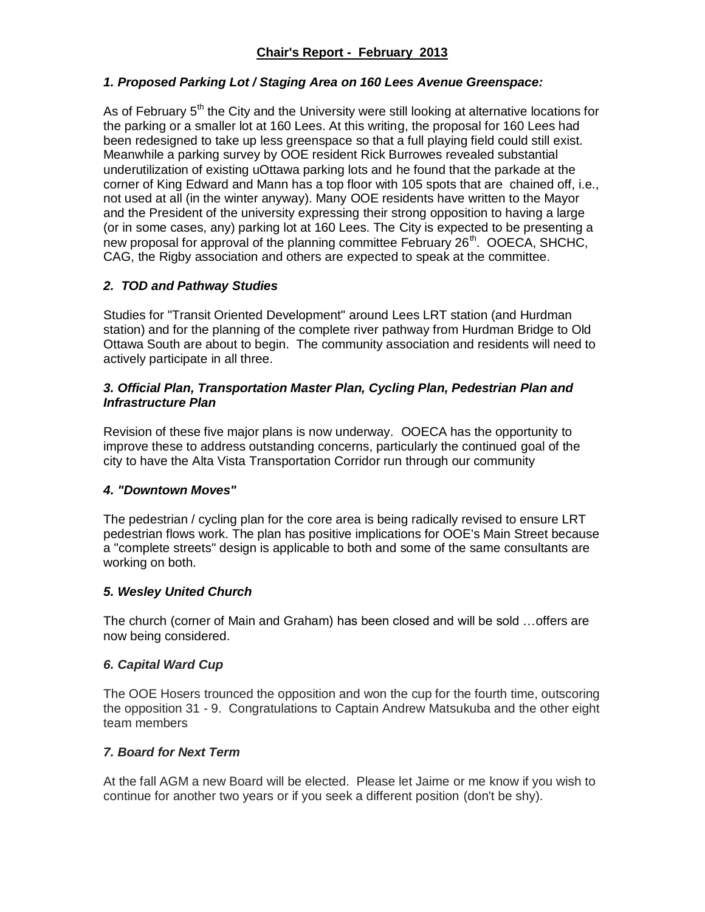# Chair's Report - February 2013

### *1. Proposed Parking Lot / Staging Area on 160 Lees Avenue Greenspace:*

As of February 5th the City and the University were still looking at alternative locations for the parking or a smaller lot at 160 Lees. At this writing, the proposal for 160 Lees had been redesigned to take up less greenspace so that a full playing field could still exist. Meanwhile a parking survey by OOE resident Rick Burrowes revealed substantial underutilization of existing uOttawa parking lots and he found that the parkade at the corner of King Edward and Mann has a top floor with 105 spots that are chained off, i.e., not used at all (in the winter anyway). Many OOE residents have written to the Mayor and the President of the university expressing their strong opposition to having a large (or in some cases, any) parking lot at 160 Lees. The City is expected to be presenting a new proposal for approval of the planning committee February 26th. OOECA, SHCHC, CAG, the Rigby association and others are expected to speak at the committee.

### *2. TOD and Pathway Studies*

Studies for "Transit Oriented Development" around Lees LRT station (and Hurdman station) and for the planning of the complete river pathway from Hurdman Bridge to Old Ottawa South are about to begin. The community association and residents will need to actively participate in all three.

### *3. Official Plan, Transportation Master Plan, Cycling Plan, Pedestrian Plan and Infrastructure Plan*

Revision of these five major plans is now underway. OOECA has the opportunity to improve these to address outstanding concerns, particularly the continued goal of the city to have the Alta Vista Transportation Corridor run through our community

### *4. "Downtown Moves"*

The pedestrian / cycling plan for the core area is being radically revised to ensure LRT pedestrian flows work. The plan has positive implications for OOE's Main Street because a "complete streets" design is applicable to both and some of the same consultants are working on both.

### *5. Wesley United Church*

The church (corner of Main and Graham) has been closed and will be sold …offers are now being considered.

### *6. Capital Ward Cup*

The OOE Hosers trounced the opposition and won the cup for the fourth time, outscoring the opposition 31 - 9. Congratulations to Captain Andrew Matsukuba and the other eight team members

### *7. Board for Next Term*

At the fall AGM a new Board will be elected. Please let Jaime or me know if you wish to continue for another two years or if you seek a different position (don't be shy).